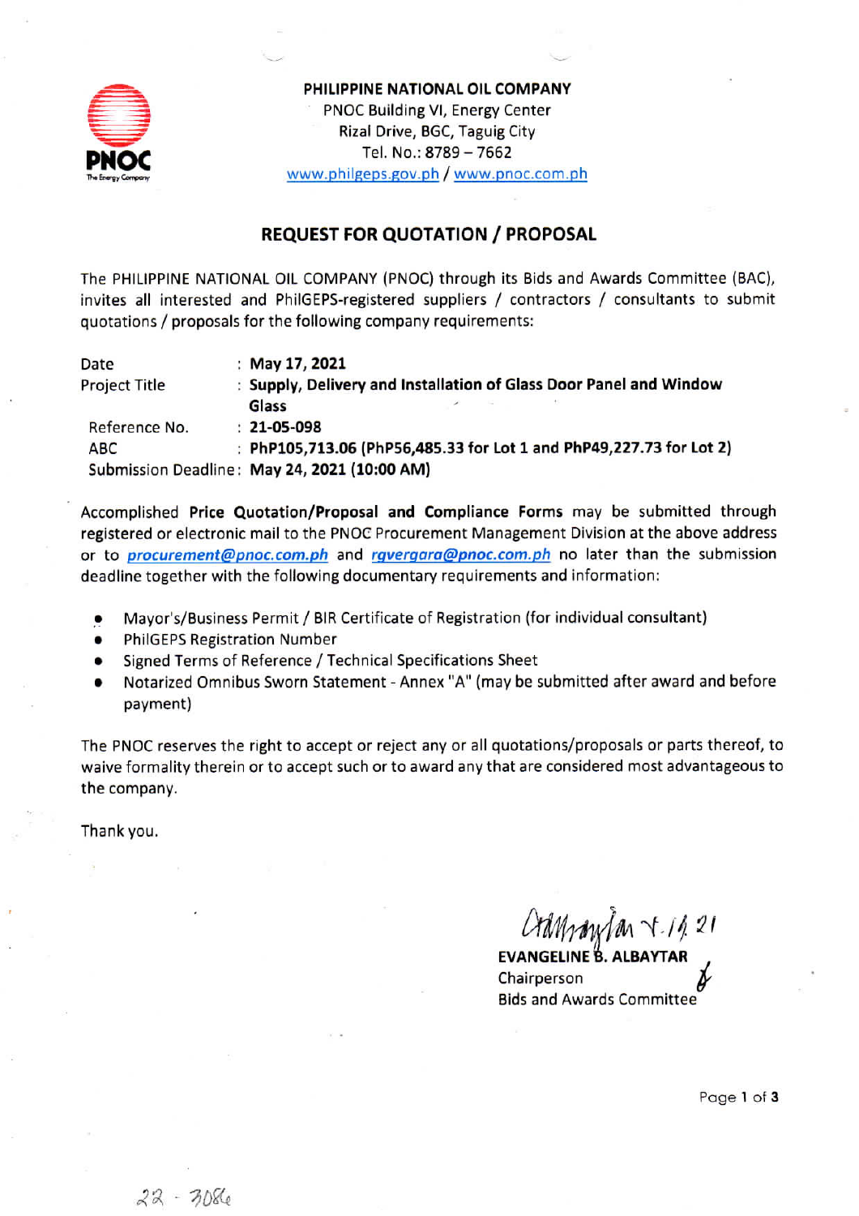**PHILIPPINE NATIONAL OIL COMPANY**
PNOC Building VI, Energy Center
Rizal Drive, BGC, Taguig City
Tel. No.: 8789 – 7662
www.philgeps.gov.ph / www.pnoc.com.ph

## REQUEST FOR QUOTATION / PROPOSAL

The PHILIPPINE NATIONAL OIL COMPANY (PNOC) through its Bids and Awards Committee (BAC), invites all interested and PhilGEPS-registered suppliers / contractors / consultants to submit quotations / proposals for the following company requirements:

| | |
|---|---|
| Date | : **May 17, 2021** |
| Project Title | : **Supply, Delivery and Installation of Glass Door Panel and Window Glass** |
| Reference No. | : **21-05-098** |
| ABC | : **PhP105,713.06 (PhP56,485.33 for Lot 1 and PhP49,227.73 for Lot 2)** |
| Submission Deadline | : **May 24, 2021 (10:00 AM)** |

Accomplished **Price Quotation/Proposal and Compliance Forms** may be submitted through registered or electronic mail to the PNOC Procurement Management Division at the above address or to ***procurement@pnoc.com.ph*** and ***rgvergara@pnoc.com.ph*** no later than the submission deadline together with the following documentary requirements and information:

- Mayor's/Business Permit / BIR Certificate of Registration (for individual consultant)
- PhilGEPS Registration Number
- Signed Terms of Reference / Technical Specifications Sheet
- Notarized Omnibus Sworn Statement - Annex "A" (may be submitted after award and before payment)

The PNOC reserves the right to accept or reject any or all quotations/proposals or parts thereof, to waive formality therein or to accept such or to award any that are considered most advantageous to the company.

Thank you.

**EVANGELINE B. ALBAYTAR**
Chairperson
Bids and Awards Committee

22 - 3086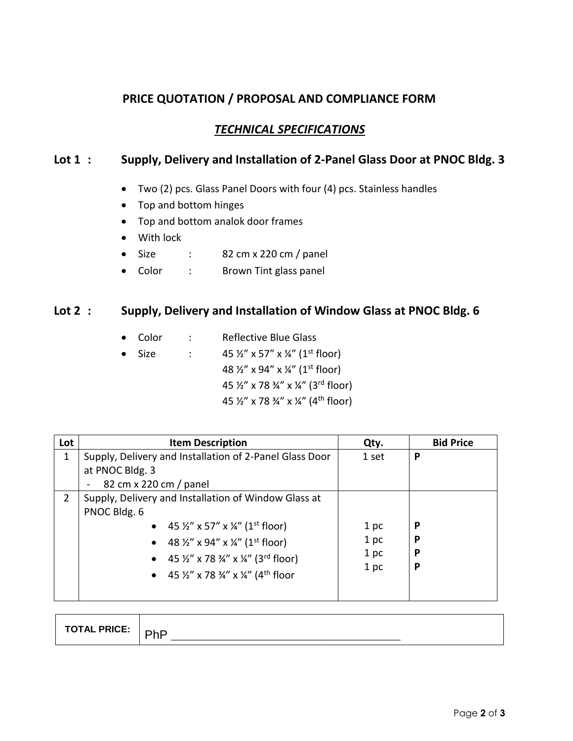## PRICE QUOTATION / PROPOSAL AND COMPLIANCE FORM

### *TECHNICAL SPECIFICATIONS*

### Lot 1 : Supply, Delivery and Installation of 2-Panel Glass Door at PNOC Bldg. 3

- Two (2) pcs. Glass Panel Doors with four (4) pcs. Stainless handles
- Top and bottom hinges
- Top and bottom analok door frames
- With lock
- Size : 82 cm x 220 cm / panel
- Color : Brown Tint glass panel

### Lot 2 : Supply, Delivery and Installation of Window Glass at PNOC Bldg. 6

- Color : Reflective Blue Glass
- Size : 45 ½" x 57" x ¼" (1st floor)
  48 ½" x 94" x ¼" (1st floor)
  45 ½" x 78 ¾" x ¼" (3rd floor)
  45 ½" x 78 ¾" x ¼" (4th floor)

| Lot | Item Description | Qty. | Bid Price |
|---|---|---|---|
| 1 | Supply, Delivery and Installation of 2-Panel Glass Door at PNOC Bldg. 3<br>- 82 cm x 220 cm / panel | 1 set | **P** |
| 2 | Supply, Delivery and Installation of Window Glass at PNOC Bldg. 6<br>• 45 ½" x 57" x ¼" (1st floor)<br>• 48 ½" x 94" x ¼" (1st floor)<br>• 45 ½" x 78 ¾" x ¼" (3rd floor)<br>• 45 ½" x 78 ¾" x ¼" (4th floor | <br>1 pc<br>1 pc<br>1 pc<br>1 pc | <br>**P**<br>**P**<br>**P**<br>**P** |

| **TOTAL PRICE:** | PhP ___________________________________ |
|---|---|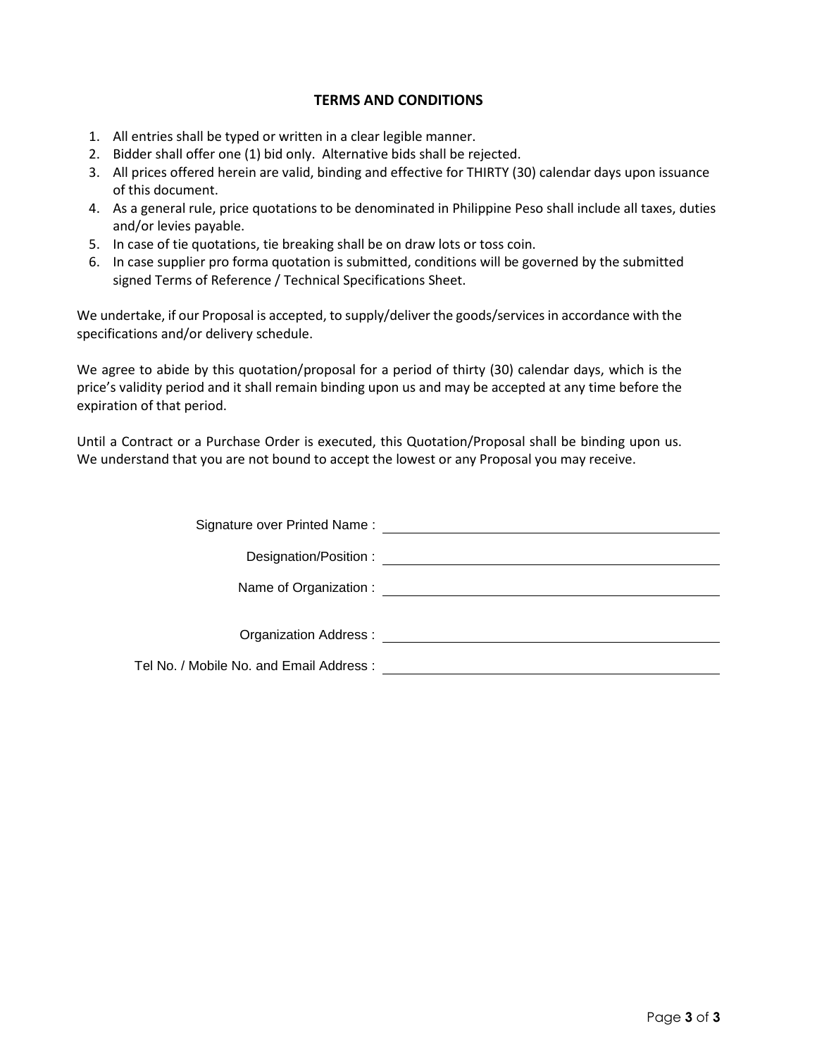## TERMS AND CONDITIONS

1. All entries shall be typed or written in a clear legible manner.
2. Bidder shall offer one (1) bid only. Alternative bids shall be rejected.
3. All prices offered herein are valid, binding and effective for THIRTY (30) calendar days upon issuance of this document.
4. As a general rule, price quotations to be denominated in Philippine Peso shall include all taxes, duties and/or levies payable.
5. In case of tie quotations, tie breaking shall be on draw lots or toss coin.
6. In case supplier pro forma quotation is submitted, conditions will be governed by the submitted signed Terms of Reference / Technical Specifications Sheet.

We undertake, if our Proposal is accepted, to supply/deliver the goods/services in accordance with the specifications and/or delivery schedule.

We agree to abide by this quotation/proposal for a period of thirty (30) calendar days, which is the price's validity period and it shall remain binding upon us and may be accepted at any time before the expiration of that period.

Until a Contract or a Purchase Order is executed, this Quotation/Proposal shall be binding upon us. We understand that you are not bound to accept the lowest or any Proposal you may receive.

Signature over Printed Name : ____________________________

Designation/Position : ____________________________

Name of Organization : ____________________________

Organization Address : ____________________________

Tel No. / Mobile No. and Email Address : ____________________________